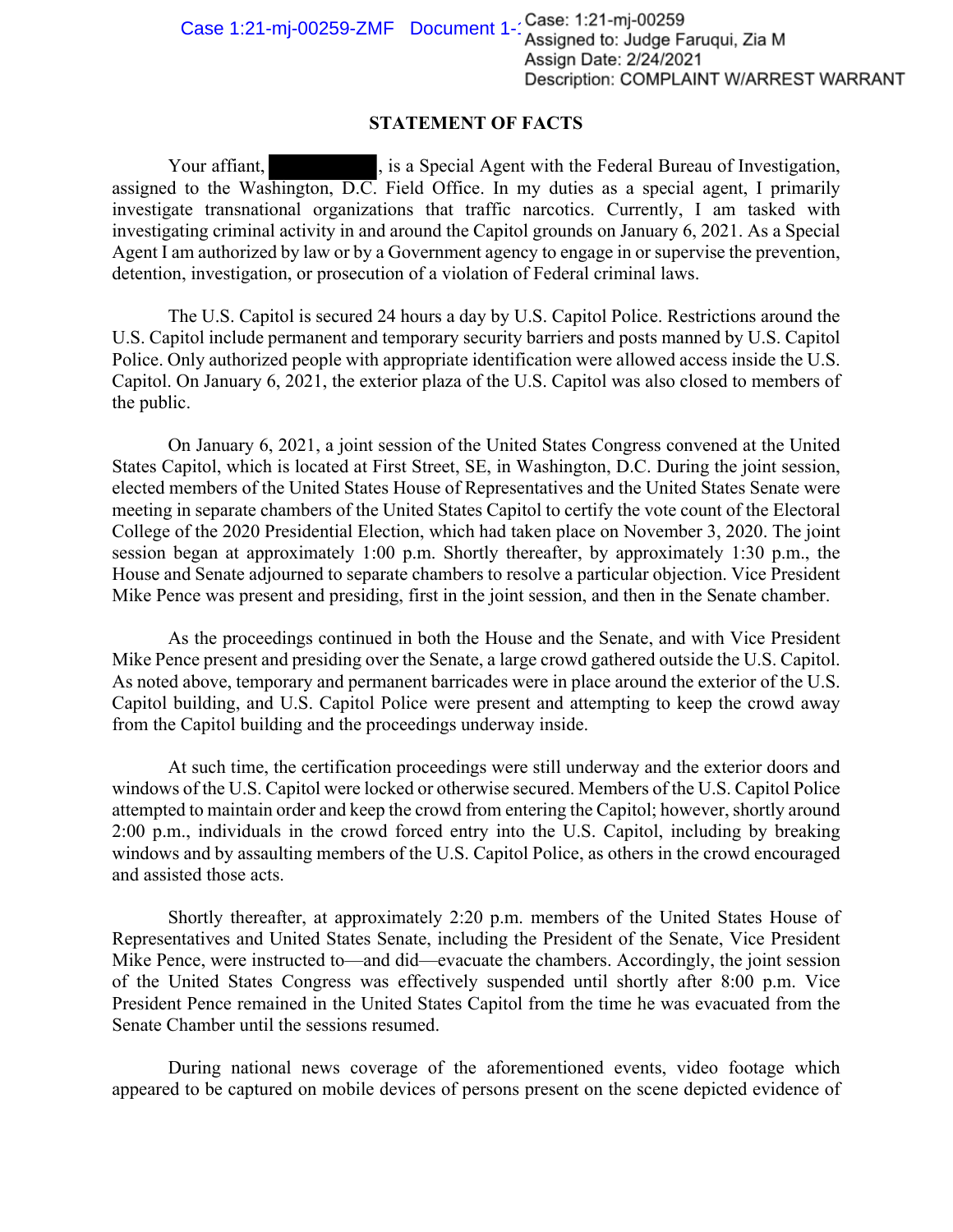Case: 1:21-mj-00259
Assigned to: Judge Faruqui, Zia M
Assign Date: 2/24/2021
Description: COMPLAINT W/ARREST WARRANT

## STATEMENT OF FACTS

Your affiant, [REDACTED], is a Special Agent with the Federal Bureau of Investigation, assigned to the Washington, D.C. Field Office. In my duties as a special agent, I primarily investigate transnational organizations that traffic narcotics. Currently, I am tasked with investigating criminal activity in and around the Capitol grounds on January 6, 2021. As a Special Agent I am authorized by law or by a Government agency to engage in or supervise the prevention, detention, investigation, or prosecution of a violation of Federal criminal laws.

The U.S. Capitol is secured 24 hours a day by U.S. Capitol Police. Restrictions around the U.S. Capitol include permanent and temporary security barriers and posts manned by U.S. Capitol Police. Only authorized people with appropriate identification were allowed access inside the U.S. Capitol. On January 6, 2021, the exterior plaza of the U.S. Capitol was also closed to members of the public.

On January 6, 2021, a joint session of the United States Congress convened at the United States Capitol, which is located at First Street, SE, in Washington, D.C. During the joint session, elected members of the United States House of Representatives and the United States Senate were meeting in separate chambers of the United States Capitol to certify the vote count of the Electoral College of the 2020 Presidential Election, which had taken place on November 3, 2020. The joint session began at approximately 1:00 p.m. Shortly thereafter, by approximately 1:30 p.m., the House and Senate adjourned to separate chambers to resolve a particular objection. Vice President Mike Pence was present and presiding, first in the joint session, and then in the Senate chamber.

As the proceedings continued in both the House and the Senate, and with Vice President Mike Pence present and presiding over the Senate, a large crowd gathered outside the U.S. Capitol. As noted above, temporary and permanent barricades were in place around the exterior of the U.S. Capitol building, and U.S. Capitol Police were present and attempting to keep the crowd away from the Capitol building and the proceedings underway inside.

At such time, the certification proceedings were still underway and the exterior doors and windows of the U.S. Capitol were locked or otherwise secured. Members of the U.S. Capitol Police attempted to maintain order and keep the crowd from entering the Capitol; however, shortly around 2:00 p.m., individuals in the crowd forced entry into the U.S. Capitol, including by breaking windows and by assaulting members of the U.S. Capitol Police, as others in the crowd encouraged and assisted those acts.

Shortly thereafter, at approximately 2:20 p.m. members of the United States House of Representatives and United States Senate, including the President of the Senate, Vice President Mike Pence, were instructed to—and did—evacuate the chambers. Accordingly, the joint session of the United States Congress was effectively suspended until shortly after 8:00 p.m. Vice President Pence remained in the United States Capitol from the time he was evacuated from the Senate Chamber until the sessions resumed.

During national news coverage of the aforementioned events, video footage which appeared to be captured on mobile devices of persons present on the scene depicted evidence of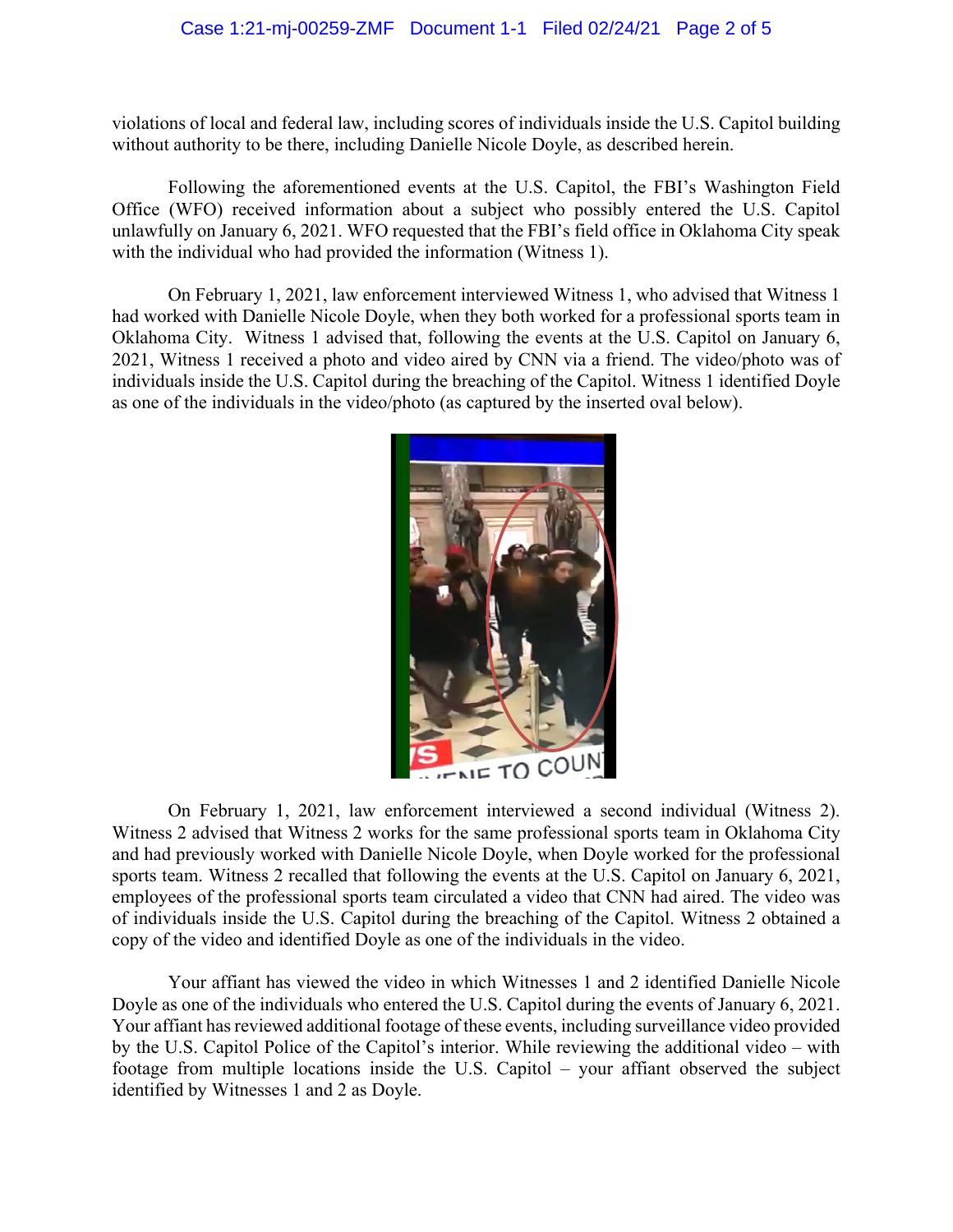violations of local and federal law, including scores of individuals inside the U.S. Capitol building without authority to be there, including Danielle Nicole Doyle, as described herein.

Following the aforementioned events at the U.S. Capitol, the FBI's Washington Field Office (WFO) received information about a subject who possibly entered the U.S. Capitol unlawfully on January 6, 2021. WFO requested that the FBI's field office in Oklahoma City speak with the individual who had provided the information (Witness 1).

On February 1, 2021, law enforcement interviewed Witness 1, who advised that Witness 1 had worked with Danielle Nicole Doyle, when they both worked for a professional sports team in Oklahoma City. Witness 1 advised that, following the events at the U.S. Capitol on January 6, 2021, Witness 1 received a photo and video aired by CNN via a friend. The video/photo was of individuals inside the U.S. Capitol during the breaching of the Capitol. Witness 1 identified Doyle as one of the individuals in the video/photo (as captured by the inserted oval below).

On February 1, 2021, law enforcement interviewed a second individual (Witness 2). Witness 2 advised that Witness 2 works for the same professional sports team in Oklahoma City and had previously worked with Danielle Nicole Doyle, when Doyle worked for the professional sports team. Witness 2 recalled that following the events at the U.S. Capitol on January 6, 2021, employees of the professional sports team circulated a video that CNN had aired. The video was of individuals inside the U.S. Capitol during the breaching of the Capitol. Witness 2 obtained a copy of the video and identified Doyle as one of the individuals in the video.

Your affiant has viewed the video in which Witnesses 1 and 2 identified Danielle Nicole Doyle as one of the individuals who entered the U.S. Capitol during the events of January 6, 2021. Your affiant has reviewed additional footage of these events, including surveillance video provided by the U.S. Capitol Police of the Capitol's interior. While reviewing the additional video – with footage from multiple locations inside the U.S. Capitol – your affiant observed the subject identified by Witnesses 1 and 2 as Doyle.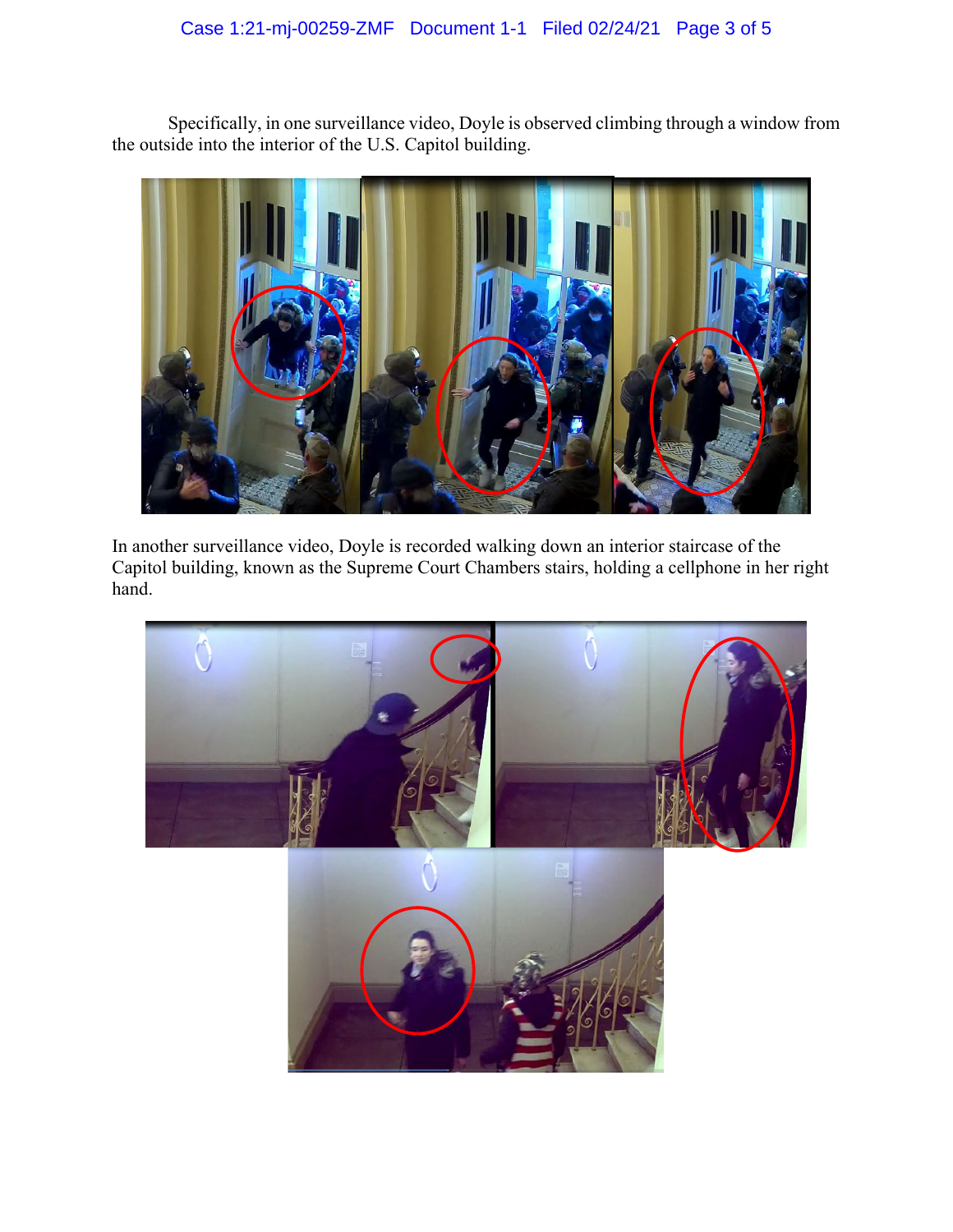Specifically, in one surveillance video, Doyle is observed climbing through a window from the outside into the interior of the U.S. Capitol building.

In another surveillance video, Doyle is recorded walking down an interior staircase of the Capitol building, known as the Supreme Court Chambers stairs, holding a cellphone in her right hand.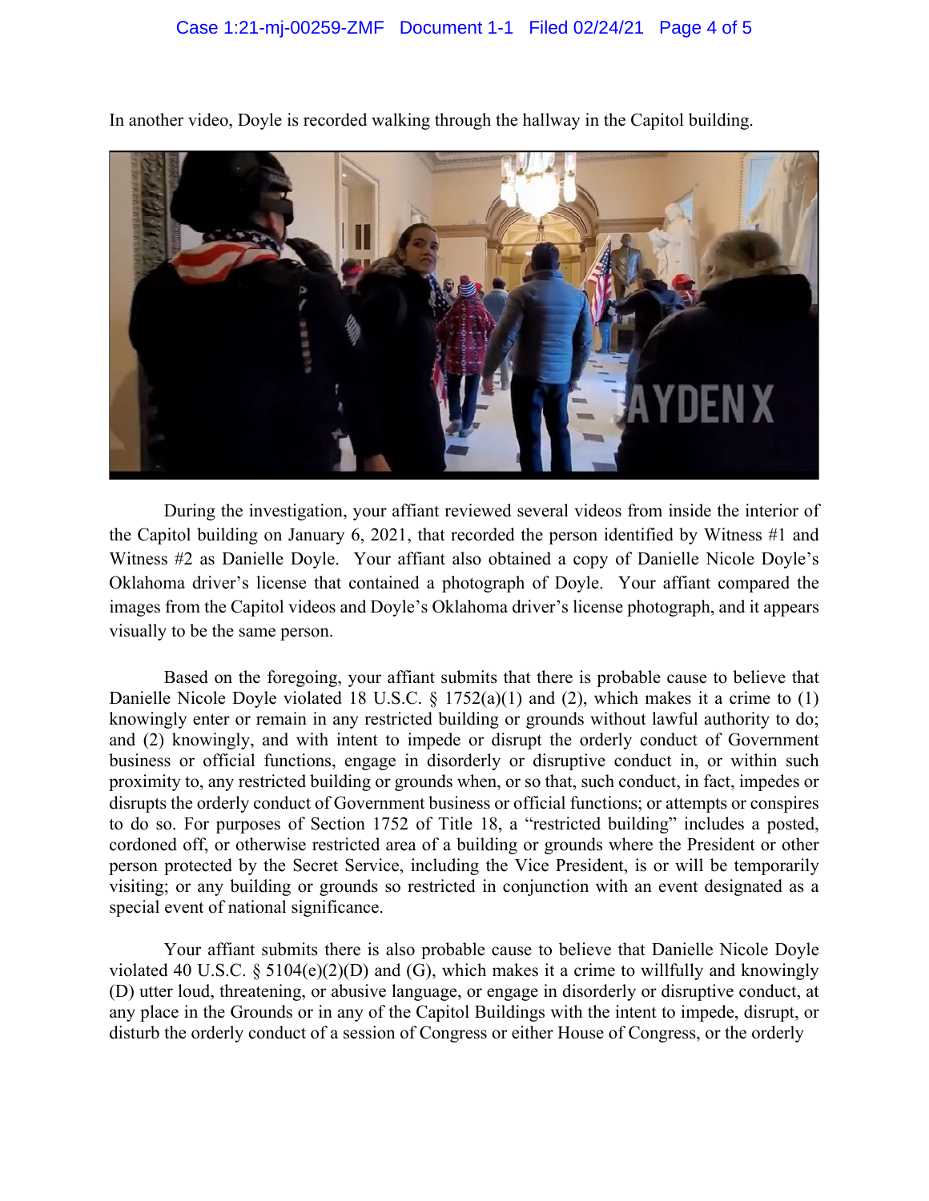In another video, Doyle is recorded walking through the hallway in the Capitol building.

During the investigation, your affiant reviewed several videos from inside the interior of the Capitol building on January 6, 2021, that recorded the person identified by Witness #1 and Witness #2 as Danielle Doyle. Your affiant also obtained a copy of Danielle Nicole Doyle's Oklahoma driver's license that contained a photograph of Doyle. Your affiant compared the images from the Capitol videos and Doyle's Oklahoma driver's license photograph, and it appears visually to be the same person.

Based on the foregoing, your affiant submits that there is probable cause to believe that Danielle Nicole Doyle violated 18 U.S.C. § 1752(a)(1) and (2), which makes it a crime to (1) knowingly enter or remain in any restricted building or grounds without lawful authority to do; and (2) knowingly, and with intent to impede or disrupt the orderly conduct of Government business or official functions, engage in disorderly or disruptive conduct in, or within such proximity to, any restricted building or grounds when, or so that, such conduct, in fact, impedes or disrupts the orderly conduct of Government business or official functions; or attempts or conspires to do so. For purposes of Section 1752 of Title 18, a "restricted building" includes a posted, cordoned off, or otherwise restricted area of a building or grounds where the President or other person protected by the Secret Service, including the Vice President, is or will be temporarily visiting; or any building or grounds so restricted in conjunction with an event designated as a special event of national significance.

Your affiant submits there is also probable cause to believe that Danielle Nicole Doyle violated 40 U.S.C. § 5104(e)(2)(D) and (G), which makes it a crime to willfully and knowingly (D) utter loud, threatening, or abusive language, or engage in disorderly or disruptive conduct, at any place in the Grounds or in any of the Capitol Buildings with the intent to impede, disrupt, or disturb the orderly conduct of a session of Congress or either House of Congress, or the orderly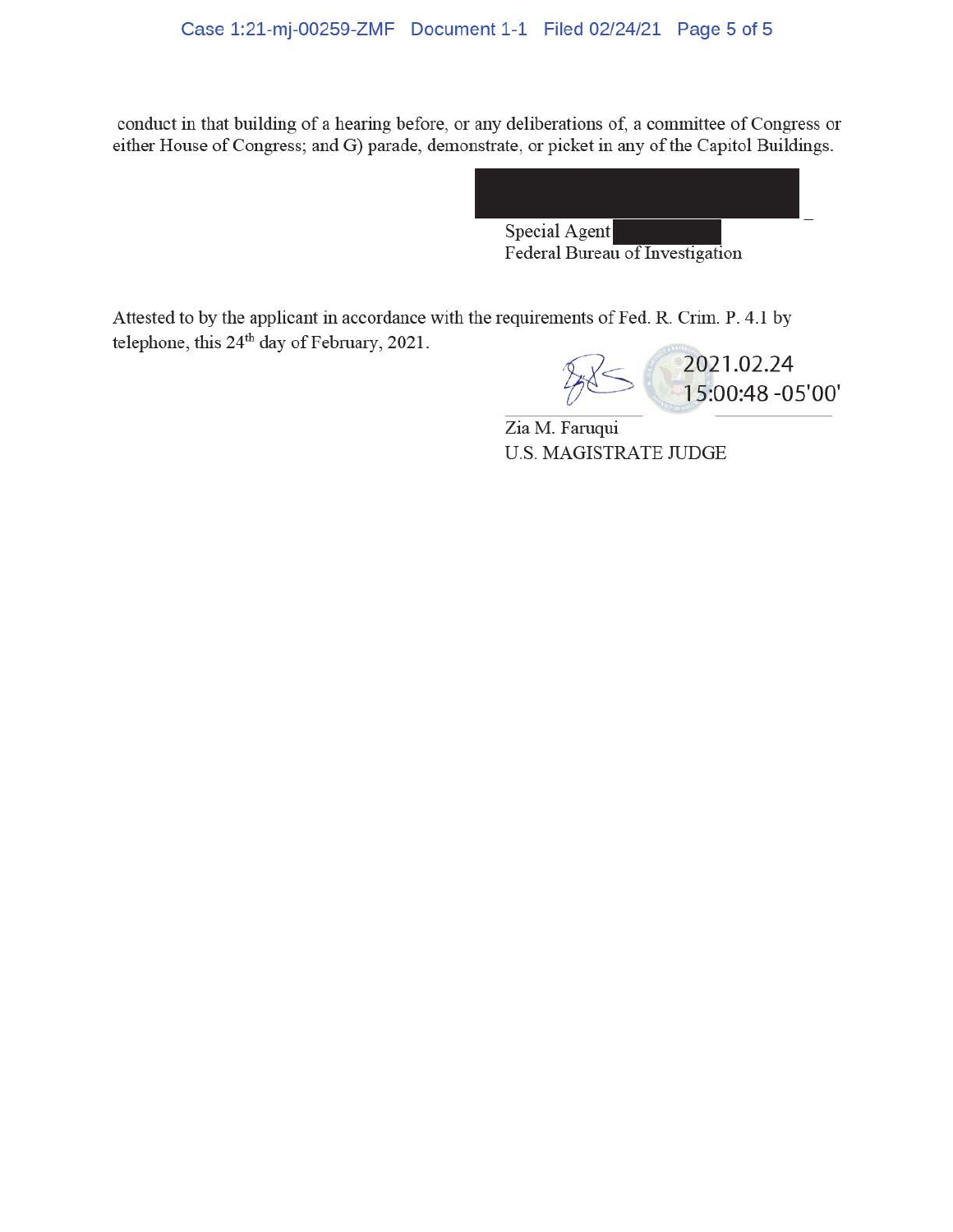conduct in that building of a hearing before, or any deliberations of, a committee of Congress or either House of Congress; and G) parade, demonstrate, or picket in any of the Capitol Buildings.

Special Agent
Federal Bureau of Investigation

Attested to by the applicant in accordance with the requirements of Fed. R. Crim. P. 4.1 by telephone, this 24th day of February, 2021.

2021.02.24
15:00:48 -05'00'

Zia M. Faruqui
U.S. MAGISTRATE JUDGE